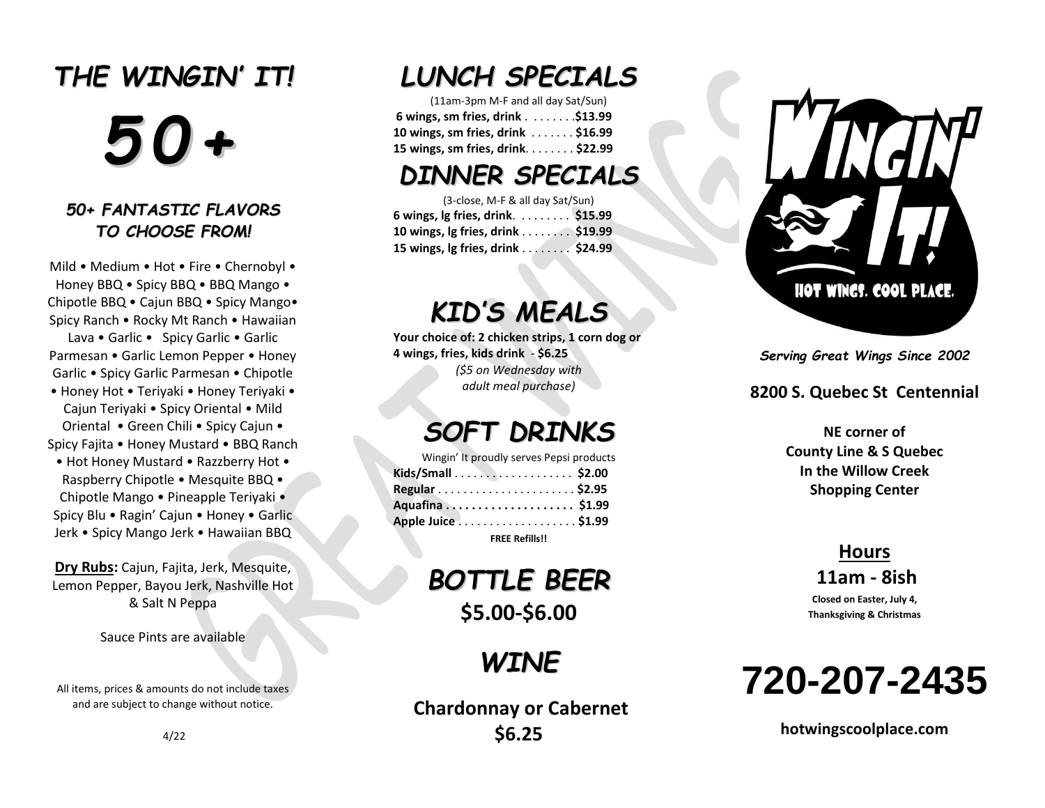# THE WINGIN' IT!

# 50+

### 50+ FANTASTIC FLAVORS TO CHOOSE FROM!

Mild • Medium • Hot • Fire • Chernobyl • Honey BBQ • Spicy BBQ • BBQ Mango • Chipotle BBQ • Cajun BBQ • Spicy Mango• Spicy Ranch • Rocky Mt Ranch • Hawaiian Lava • Garlic • Spicy Garlic • Garlic Parmesan • Garlic Lemon Pepper • Honey Garlic • Spicy Garlic Parmesan • Chipotle • Honey Hot • Teriyaki • Honey Teriyaki • Cajun Teriyaki • Spicy Oriental • Mild Oriental • Green Chili • Spicy Cajun • Spicy Fajita • Honey Mustard • BBQ Ranch • Hot Honey Mustard • Razzberry Hot • Raspberry Chipotle • Mesquite BBQ • Chipotle Mango • Pineapple Teriyaki • Spicy Blu • Ragin' Cajun • Honey • Garlic Jerk • Spicy Mango Jerk • Hawaiian BBQ

**Dry Rubs:** Cajun, Fajita, Jerk, Mesquite, Lemon Pepper, Bayou Jerk, Nashville Hot & Salt N Peppa

Sauce Pints are available

All items, prices & amounts do not include taxes and are subject to change without notice.

4/22

## LUNCH SPECIALS

(11am-3pm M-F and all day Sat/Sun)

**6 wings, sm fries, drink . . . . . . . .$13.99**
**10 wings, sm fries, drink . . . . . . . $16.99**
**15 wings, sm fries, drink. . . . . . . . $22.99**

## DINNER SPECIALS

(3-close, M-F & all day Sat/Sun)

**6 wings, lg fries, drink. . . . . . . . . $15.99**
**10 wings, lg fries, drink . . . . . . . . $19.99**
**15 wings, lg fries, drink . . . . . . . . $24.99**

## KID'S MEALS

**Your choice of: 2 chicken strips, 1 corn dog or 4 wings, fries, kids drink - $6.25**

*($5 on Wednesday with adult meal purchase)*

## SOFT DRINKS

Wingin' It proudly serves Pepsi products

**Kids/Small . . . . . . . . . . . . . . . . . . . $2.00**
**Regular . . . . . . . . . . . . . . . . . . . . . . $2.95**
**Aquafina . . . . . . . . . . . . . . . . . . . . $1.99**
**Apple Juice . . . . . . . . . . . . . . . . . . . $1.99**

**FREE Refills!!**

## BOTTLE BEER

**$5.00-$6.00**

## WINE

**Chardonnay or Cabernet**
**$6.25**

# WINGIN' IT!

HOT WINGS. COOL PLACE.

*Serving Great Wings Since 2002*

**8200 S. Quebec St Centennial**

**NE corner of County Line & S Quebec In the Willow Creek Shopping Center**

## Hours

**11am - 8ish**

**Closed on Easter, July 4, Thanksgiving & Christmas**

# 720-207-2435

**hotwingscoolplace.com**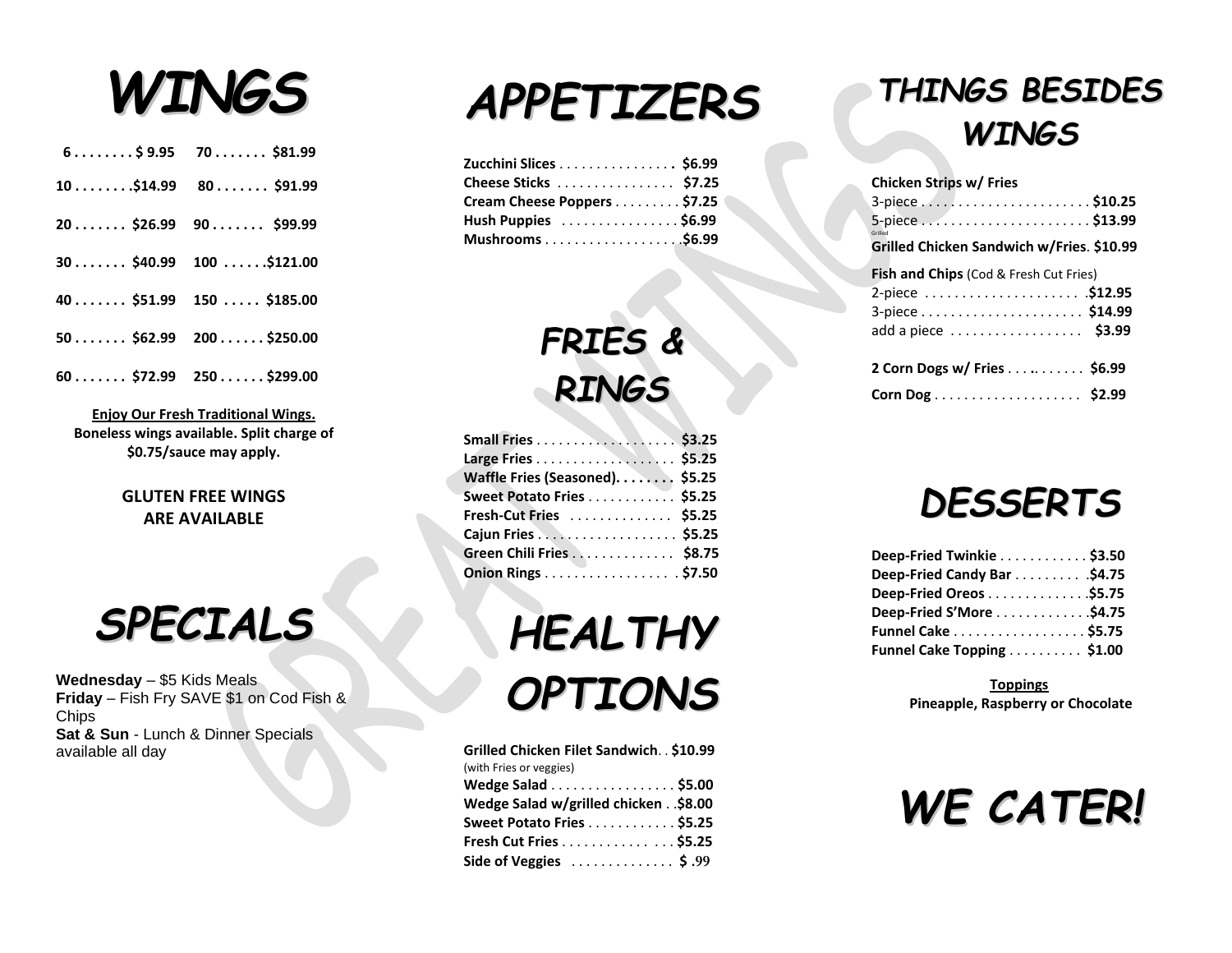# WINGS

| | | | |
|---|---|---|---|
| 6 | $ 9.95 | 70 | $81.99 |
| 10 | $14.99 | 80 | $91.99 |
| 20 | $26.99 | 90 | $99.99 |
| 30 | $40.99 | 100 | $121.00 |
| 40 | $51.99 | 150 | $185.00 |
| 50 | $62.99 | 200 | $250.00 |
| 60 | $72.99 | 250 | $299.00 |

**Enjoy Our Fresh Traditional Wings.**
**Boneless wings available. Split charge of $0.75/sauce may apply.**

**GLUTEN FREE WINGS ARE AVAILABLE**

# SPECIALS

**Wednesday** – $5 Kids Meals
**Friday** – Fish Fry SAVE $1 on Cod Fish & Chips
**Sat & Sun** - Lunch & Dinner Specials available all day

# APPETIZERS

**Zucchini Slices** . . . . . . . . . . . . . . . . $6.99
**Cheese Sticks** . . . . . . . . . . . . . . . . $7.25
**Cream Cheese Poppers** . . . . . . . . . $7.25
**Hush Puppies** . . . . . . . . . . . . . . . . $6.99
**Mushrooms** . . . . . . . . . . . . . . . . . . . $6.99

# FRIES & RINGS

**Small Fries** . . . . . . . . . . . . . . . . . . . $3.25
**Large Fries** . . . . . . . . . . . . . . . . . . . $5.25
**Waffle Fries (Seasoned)**. . . . . . . . $5.25
**Sweet Potato Fries** . . . . . . . . . . . . $5.25
**Fresh-Cut Fries** . . . . . . . . . . . . . . $5.25
**Cajun Fries** . . . . . . . . . . . . . . . . . . . $5.25
**Green Chili Fries** . . . . . . . . . . . . . . $8.75
**Onion Rings** . . . . . . . . . . . . . . . . . . $7.50

# HEALTHY OPTIONS

**Grilled Chicken Filet Sandwich**. . $10.99
(with Fries or veggies)
**Wedge Salad** . . . . . . . . . . . . . . . . . $5.00
**Wedge Salad w/grilled chicken** . . $8.00
**Sweet Potato Fries** . . . . . . . . . . . . $5.25
**Fresh Cut Fries** . . . . . . . . . . . . . . . $5.25
**Side of Veggies** . . . . . . . . . . . . . . $ .99

# THINGS BESIDES WINGS

**Chicken Strips w/ Fries**
3-piece . . . . . . . . . . . . . . . . . . . . . . . $10.25
5-piece . . . . . . . . . . . . . . . . . . . . . . . $13.99
Grilled
**Grilled Chicken Sandwich w/Fries**. $10.99

**Fish and Chips** (Cod & Fresh Cut Fries)
2-piece . . . . . . . . . . . . . . . . . . . . . $12.95
3-piece . . . . . . . . . . . . . . . . . . . . . . $14.99
add a piece . . . . . . . . . . . . . . . . . . $3.99

**2 Corn Dogs w/ Fries** . . . . . . . . . . $6.99
**Corn Dog** . . . . . . . . . . . . . . . . . . . . $2.99

# DESSERTS

**Deep-Fried Twinkie** . . . . . . . . . . . . $3.50
**Deep-Fried Candy Bar** . . . . . . . . . $4.75
**Deep-Fried Oreos** . . . . . . . . . . . . . . $5.75
**Deep-Fried S'More** . . . . . . . . . . . . . $4.75
**Funnel Cake** . . . . . . . . . . . . . . . . . . $5.75
**Funnel Cake Topping** . . . . . . . . . . $1.00

**Toppings**
**Pineapple, Raspberry or Chocolate**

# WE CATER!

GREAT WINGS